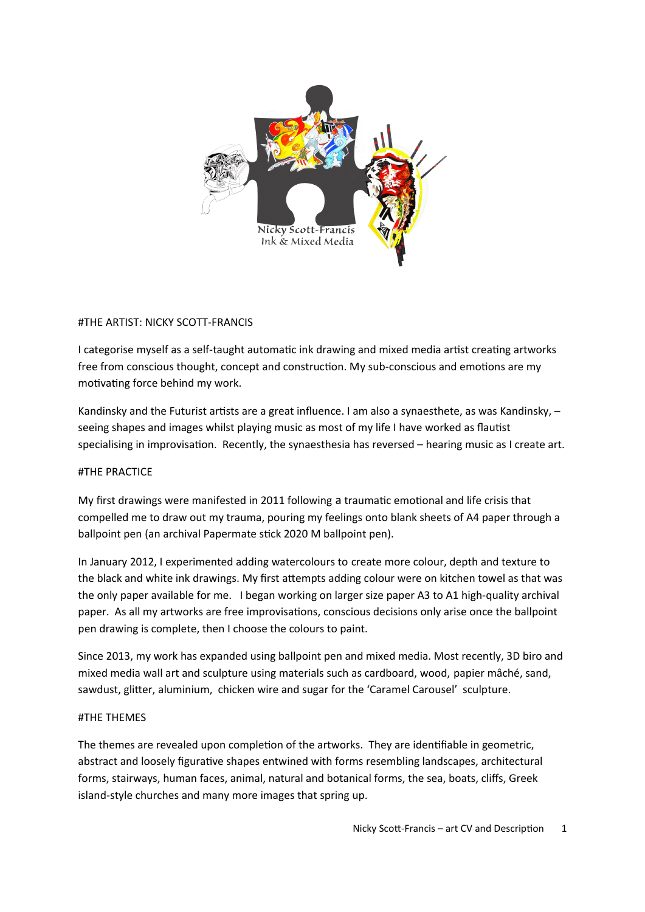Nicky Scott-Francis
Ink & Mixed Media

#THE ARTIST: NICKY SCOTT-FRANCIS

I categorise myself as a self-taught automatic ink drawing and mixed media artist creating artworks free from conscious thought, concept and construction. My sub-conscious and emotions are my motivating force behind my work.

Kandinsky and the Futurist artists are a great influence. I am also a synaesthete, as was Kandinsky, – seeing shapes and images whilst playing music as most of my life I have worked as flautist specialising in improvisation. Recently, the synaesthesia has reversed – hearing music as I create art.

#THE PRACTICE

My first drawings were manifested in 2011 following a traumatic emotional and life crisis that compelled me to draw out my trauma, pouring my feelings onto blank sheets of A4 paper through a ballpoint pen (an archival Papermate stick 2020 M ballpoint pen).

In January 2012, I experimented adding watercolours to create more colour, depth and texture to the black and white ink drawings. My first attempts adding colour were on kitchen towel as that was the only paper available for me. I began working on larger size paper A3 to A1 high-quality archival paper. As all my artworks are free improvisations, conscious decisions only arise once the ballpoint pen drawing is complete, then I choose the colours to paint.

Since 2013, my work has expanded using ballpoint pen and mixed media. Most recently, 3D biro and mixed media wall art and sculpture using materials such as cardboard, wood, papier mâché, sand, sawdust, glitter, aluminium, chicken wire and sugar for the 'Caramel Carousel' sculpture.

#THE THEMES

The themes are revealed upon completion of the artworks. They are identifiable in geometric, abstract and loosely figurative shapes entwined with forms resembling landscapes, architectural forms, stairways, human faces, animal, natural and botanical forms, the sea, boats, cliffs, Greek island-style churches and many more images that spring up.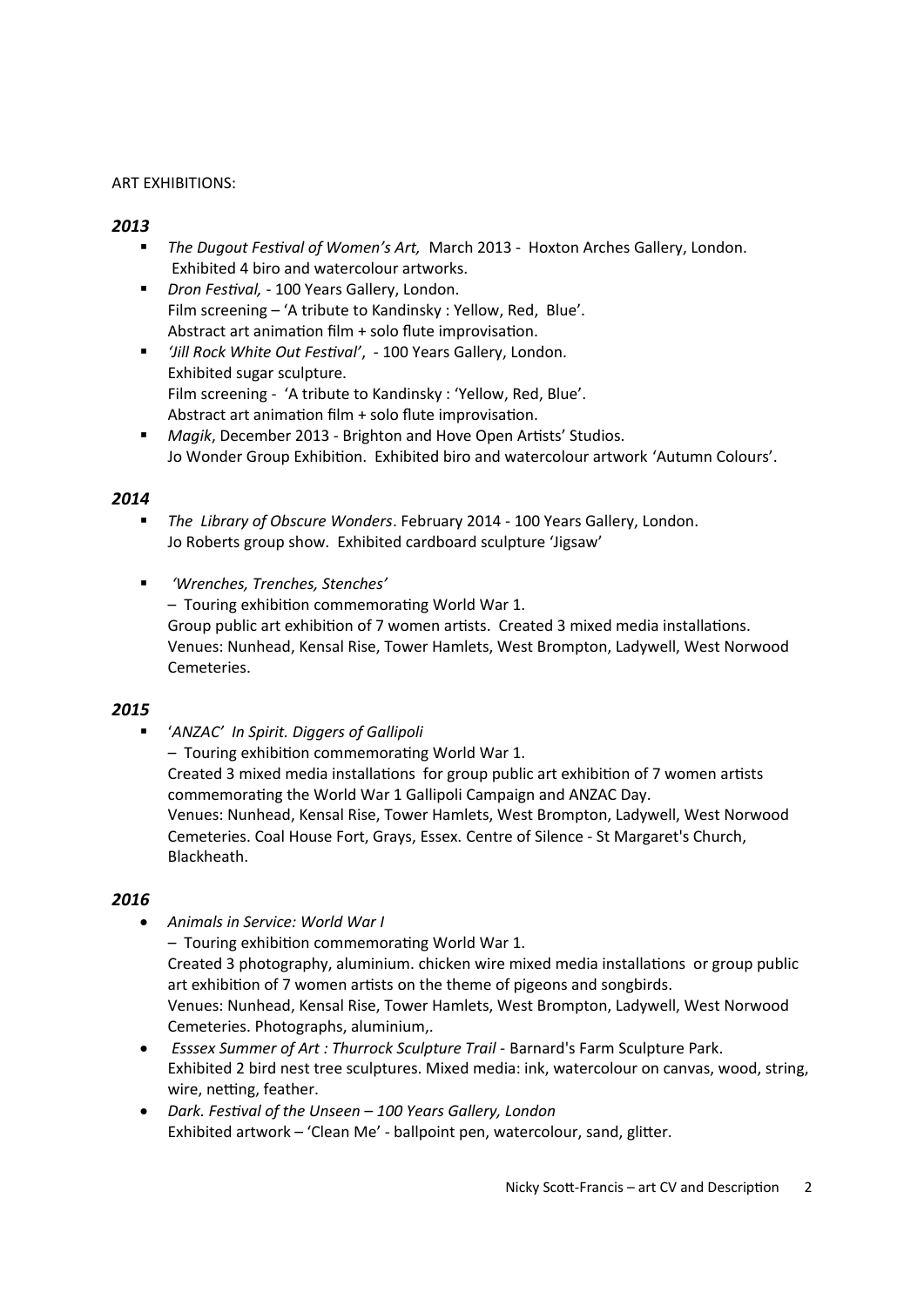ART EXHIBITIONS:

### *2013*

- *The Dugout Festival of Women's Art,* March 2013 - Hoxton Arches Gallery, London.
  Exhibited 4 biro and watercolour artworks.
- *Dron Festival,* - 100 Years Gallery, London.
  Film screening – 'A tribute to Kandinsky : Yellow, Red, Blue'.
  Abstract art animation film + solo flute improvisation.
- *'Jill Rock White Out Festival',* - 100 Years Gallery, London.
  Exhibited sugar sculpture.
  Film screening - 'A tribute to Kandinsky : 'Yellow, Red, Blue'.
  Abstract art animation film + solo flute improvisation.
- *Magik*, December 2013 - Brighton and Hove Open Artists' Studios.
  Jo Wonder Group Exhibition. Exhibited biro and watercolour artwork 'Autumn Colours'.

### *2014*

- *The Library of Obscure Wonders*. February 2014 - 100 Years Gallery, London.
  Jo Roberts group show. Exhibited cardboard sculpture 'Jigsaw'
- *'Wrenches, Trenches, Stenches'*
  – Touring exhibition commemorating World War 1.
  Group public art exhibition of 7 women artists. Created 3 mixed media installations.
  Venues: Nunhead, Kensal Rise, Tower Hamlets, West Brompton, Ladywell, West Norwood Cemeteries.

### *2015*

- '*ANZAC*' *In Spirit. Diggers of Gallipoli*
  – Touring exhibition commemorating World War 1.
  Created 3 mixed media installations for group public art exhibition of 7 women artists commemorating the World War 1 Gallipoli Campaign and ANZAC Day.
  Venues: Nunhead, Kensal Rise, Tower Hamlets, West Brompton, Ladywell, West Norwood Cemeteries. Coal House Fort, Grays, Essex. Centre of Silence - St Margaret's Church, Blackheath.

### *2016*

- *Animals in Service: World War I*
  – Touring exhibition commemorating World War 1.
  Created 3 photography, aluminium. chicken wire mixed media installations or group public art exhibition of 7 women artists on the theme of pigeons and songbirds.
  Venues: Nunhead, Kensal Rise, Tower Hamlets, West Brompton, Ladywell, West Norwood Cemeteries. Photographs, aluminium,.
- *Esssex Summer of Art : Thurrock Sculpture Trail* - Barnard's Farm Sculpture Park.
  Exhibited 2 bird nest tree sculptures. Mixed media: ink, watercolour on canvas, wood, string, wire, netting, feather.
- *Dark. Festival of the Unseen – 100 Years Gallery, London*
  Exhibited artwork – 'Clean Me' - ballpoint pen, watercolour, sand, glitter.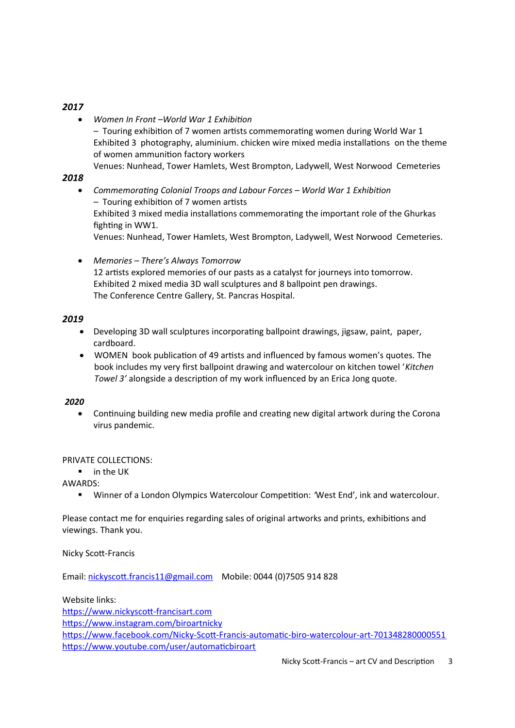***2017***

- *Women In Front –World War 1 Exhibition*
  – Touring exhibition of 7 women artists commemorating women during World War 1
  Exhibited 3 photography, aluminium. chicken wire mixed media installations on the theme of women ammunition factory workers
  Venues: Nunhead, Tower Hamlets, West Brompton, Ladywell, West Norwood Cemeteries

***2018***

- *Commemorating Colonial Troops and Labour Forces – World War 1 Exhibition*
  – Touring exhibition of 7 women artists
  Exhibited 3 mixed media installations commemorating the important role of the Ghurkas fighting in WW1.
  Venues: Nunhead, Tower Hamlets, West Brompton, Ladywell, West Norwood Cemeteries.

- *Memories – There's Always Tomorrow*
  12 artists explored memories of our pasts as a catalyst for journeys into tomorrow.
  Exhibited 2 mixed media 3D wall sculptures and 8 ballpoint pen drawings.
  The Conference Centre Gallery, St. Pancras Hospital.

***2019***

- Developing 3D wall sculptures incorporating ballpoint drawings, jigsaw, paint, paper, cardboard.
- WOMEN book publication of 49 artists and influenced by famous women's quotes. The book includes my very first ballpoint drawing and watercolour on kitchen towel '*Kitchen Towel 3'* alongside a description of my work influenced by an Erica Jong quote.

***2020***

- Continuing building new media profile and creating new digital artwork during the Corona virus pandemic.

PRIVATE COLLECTIONS:

- in the UK

AWARDS:

- Winner of a London Olympics Watercolour Competition: 'West End', ink and watercolour.

Please contact me for enquiries regarding sales of original artworks and prints, exhibitions and viewings. Thank you.

Nicky Scott-Francis

Email: nickyscott.francis11@gmail.com Mobile: 0044 (0)7505 914 828

Website links:
https://www.nickyscott-francisart.com
https://www.instagram.com/biroartnicky
https://www.facebook.com/Nicky-Scott-Francis-automatic-biro-watercolour-art-701348280000551
https://www.youtube.com/user/automaticbiroart